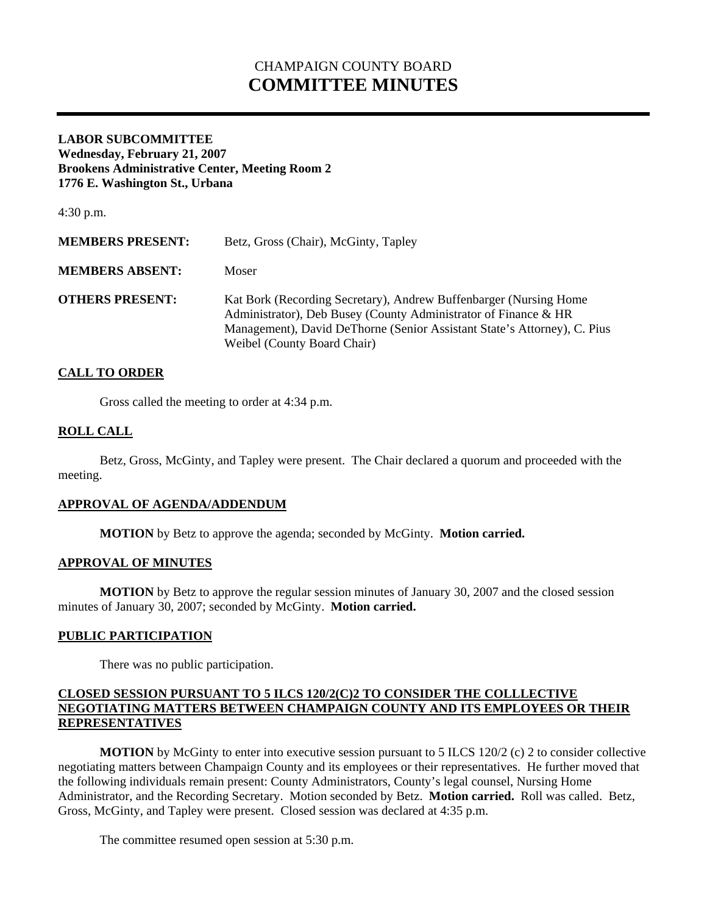# CHAMPAIGN COUNTY BOARD
# COMMITTEE MINUTES

---

**LABOR SUBCOMMITTEE**
**Wednesday, February 21, 2007**
**Brookens Administrative Center, Meeting Room 2**
**1776 E. Washington St., Urbana**

4:30 p.m.

**MEMBERS PRESENT:** Betz, Gross (Chair), McGinty, Tapley

**MEMBERS ABSENT:** Moser

**OTHERS PRESENT:** Kat Bork (Recording Secretary), Andrew Buffenbarger (Nursing Home Administrator), Deb Busey (County Administrator of Finance & HR Management), David DeThorne (Senior Assistant State's Attorney), C. Pius Weibel (County Board Chair)

## CALL TO ORDER

Gross called the meeting to order at 4:34 p.m.

## ROLL CALL

Betz, Gross, McGinty, and Tapley were present. The Chair declared a quorum and proceeded with the meeting.

## APPROVAL OF AGENDA/ADDENDUM

**MOTION** by Betz to approve the agenda; seconded by McGinty. **Motion carried.**

## APPROVAL OF MINUTES

**MOTION** by Betz to approve the regular session minutes of January 30, 2007 and the closed session minutes of January 30, 2007; seconded by McGinty. **Motion carried.**

## PUBLIC PARTICIPATION

There was no public participation.

## CLOSED SESSION PURSUANT TO 5 ILCS 120/2(C)2 TO CONSIDER THE COLLLECTIVE NEGOTIATING MATTERS BETWEEN CHAMPAIGN COUNTY AND ITS EMPLOYEES OR THEIR REPRESENTATIVES

**MOTION** by McGinty to enter into executive session pursuant to 5 ILCS 120/2 (c) 2 to consider collective negotiating matters between Champaign County and its employees or their representatives. He further moved that the following individuals remain present: County Administrators, County's legal counsel, Nursing Home Administrator, and the Recording Secretary. Motion seconded by Betz. **Motion carried.** Roll was called. Betz, Gross, McGinty, and Tapley were present. Closed session was declared at 4:35 p.m.

The committee resumed open session at 5:30 p.m.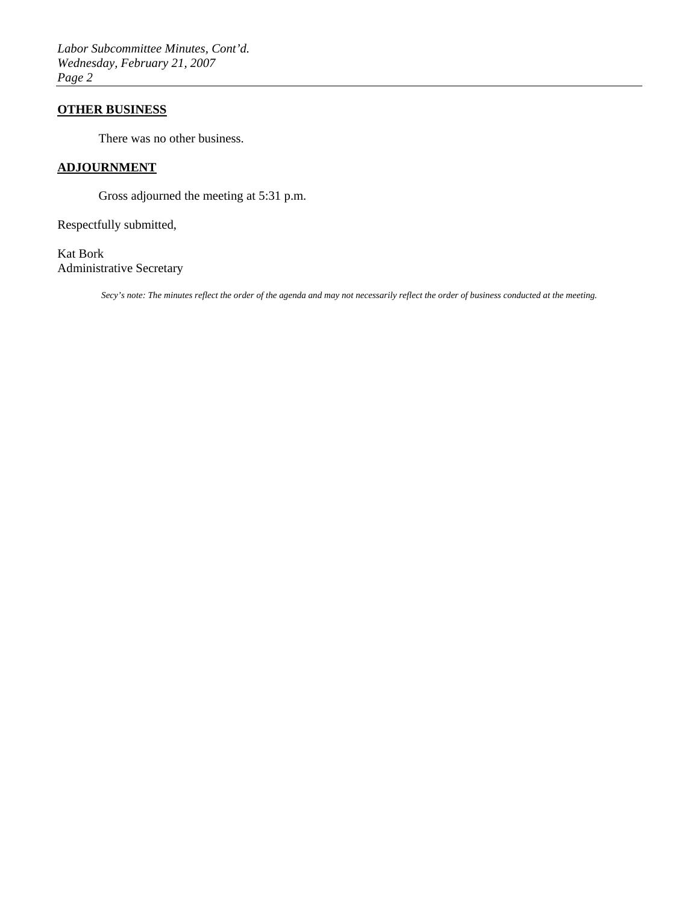## OTHER BUSINESS

There was no other business.

## ADJOURNMENT

Gross adjourned the meeting at 5:31 p.m.

Respectfully submitted,

Kat Bork
Administrative Secretary

*Secy's note: The minutes reflect the order of the agenda and may not necessarily reflect the order of business conducted at the meeting.*